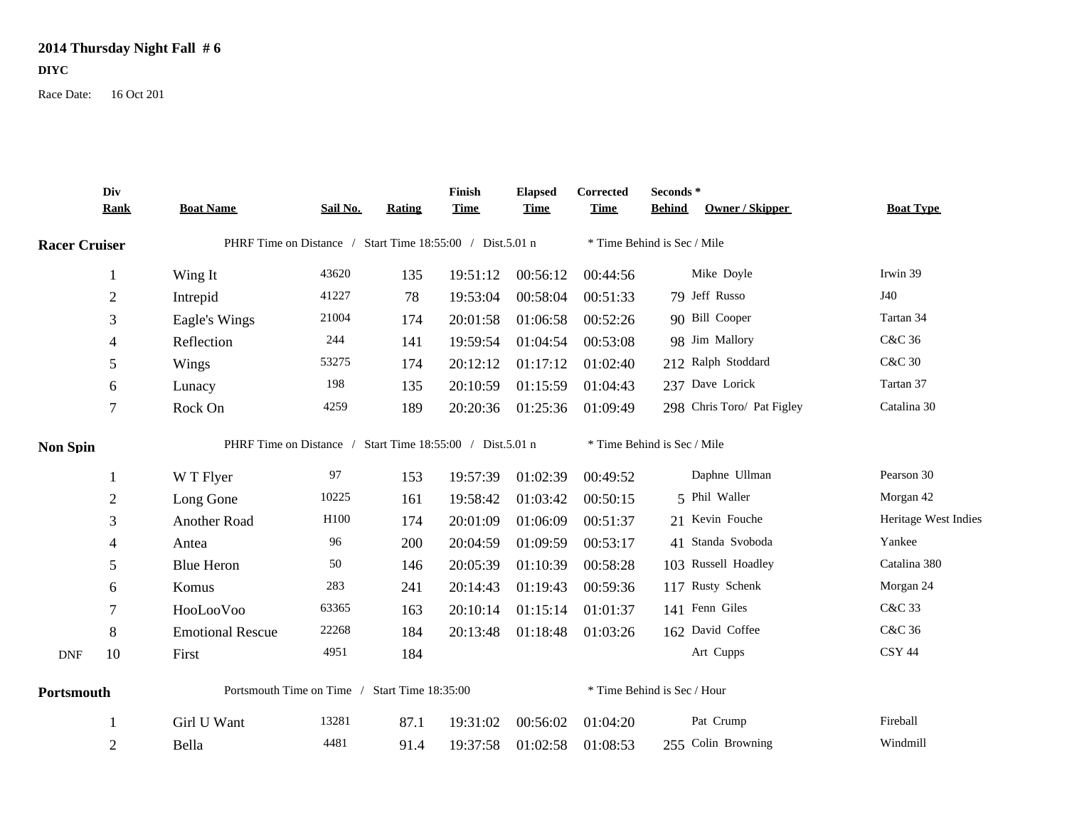# 2014 Thursday Night Fall # 6

**DIYC**

Race Date: 16 Oct 201

| | Div Rank | Boat Name | Sail No. | Rating | Finish Time | Elapsed Time | Corrected Time | Seconds * Behind | Owner / Skipper | Boat Type |
|---|---|---|---|---|---|---|---|---|---|---|
| **Racer Cruiser** | | PHRF Time on Distance / Start Time 18:55:00 / Dist.5.01 n | | | | * Time Behind is Sec / Mile | | | | |
| | 1 | Wing It | 43620 | 135 | 19:51:12 | 00:56:12 | 00:44:56 | | Mike Doyle | Irwin 39 |
| | 2 | Intrepid | 41227 | 78 | 19:53:04 | 00:58:04 | 00:51:33 | 79 | Jeff Russo | J40 |
| | 3 | Eagle's Wings | 21004 | 174 | 20:01:58 | 01:06:58 | 00:52:26 | 90 | Bill Cooper | Tartan 34 |
| | 4 | Reflection | 244 | 141 | 19:59:54 | 01:04:54 | 00:53:08 | 98 | Jim Mallory | C&C 36 |
| | 5 | Wings | 53275 | 174 | 20:12:12 | 01:17:12 | 01:02:40 | 212 | Ralph Stoddard | C&C 30 |
| | 6 | Lunacy | 198 | 135 | 20:10:59 | 01:15:59 | 01:04:43 | 237 | Dave Lorick | Tartan 37 |
| | 7 | Rock On | 4259 | 189 | 20:20:36 | 01:25:36 | 01:09:49 | 298 | Chris Toro/ Pat Figley | Catalina 30 |
| **Non Spin** | | PHRF Time on Distance / Start Time 18:55:00 / Dist.5.01 n | | | | * Time Behind is Sec / Mile | | | | |
| | 1 | W T Flyer | 97 | 153 | 19:57:39 | 01:02:39 | 00:49:52 | | Daphne Ullman | Pearson 30 |
| | 2 | Long Gone | 10225 | 161 | 19:58:42 | 01:03:42 | 00:50:15 | 5 | Phil Waller | Morgan 42 |
| | 3 | Another Road | H100 | 174 | 20:01:09 | 01:06:09 | 00:51:37 | 21 | Kevin Fouche | Heritage West Indies |
| | 4 | Antea | 96 | 200 | 20:04:59 | 01:09:59 | 00:53:17 | 41 | Standa Svoboda | Yankee |
| | 5 | Blue Heron | 50 | 146 | 20:05:39 | 01:10:39 | 00:58:28 | 103 | Russell Hoadley | Catalina 380 |
| | 6 | Komus | 283 | 241 | 20:14:43 | 01:19:43 | 00:59:36 | 117 | Rusty Schenk | Morgan 24 |
| | 7 | HooLooVoo | 63365 | 163 | 20:10:14 | 01:15:14 | 01:01:37 | 141 | Fenn Giles | C&C 33 |
| | 8 | Emotional Rescue | 22268 | 184 | 20:13:48 | 01:18:48 | 01:03:26 | 162 | David Coffee | C&C 36 |
| DNF | 10 | First | 4951 | 184 | | | | | Art Cupps | CSY 44 |
| **Portsmouth** | | Portsmouth Time on Time / Start Time 18:35:00 | | | | * Time Behind is Sec / Hour | | | | |
| | 1 | Girl U Want | 13281 | 87.1 | 19:31:02 | 00:56:02 | 01:04:20 | | Pat Crump | Fireball |
| | 2 | Bella | 4481 | 91.4 | 19:37:58 | 01:02:58 | 01:08:53 | 255 | Colin Browning | Windmill |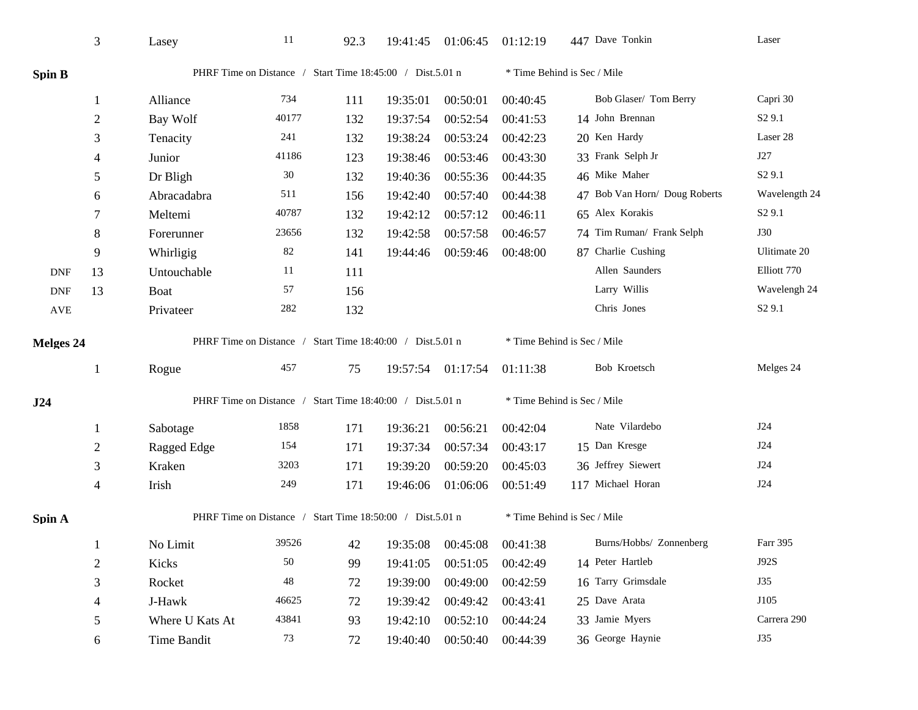| | 3 | Lasey | 11 | 92.3 | 19:41:45 | 01:06:45 | 01:12:19 | 447 | Dave Tonkin | Laser |
|---|---|---|---|---|---|---|---|---|---|---|

**Spin B** PHRF Time on Distance / Start Time 18:45:00 / Dist.5.01 n * Time Behind is Sec / Mile

| | | | | | | | | | | |
|---|---|---|---|---|---|---|---|---|---|---|
| | 1 | Alliance | 734 | 111 | 19:35:01 | 00:50:01 | 00:40:45 | | Bob Glaser/ Tom Berry | Capri 30 |
| | 2 | Bay Wolf | 40177 | 132 | 19:37:54 | 00:52:54 | 00:41:53 | 14 | John Brennan | S2 9.1 |
| | 3 | Tenacity | 241 | 132 | 19:38:24 | 00:53:24 | 00:42:23 | 20 | Ken Hardy | Laser 28 |
| | 4 | Junior | 41186 | 123 | 19:38:46 | 00:53:46 | 00:43:30 | 33 | Frank Selph Jr | J27 |
| | 5 | Dr Bligh | 30 | 132 | 19:40:36 | 00:55:36 | 00:44:35 | 46 | Mike Maher | S2 9.1 |
| | 6 | Abracadabra | 511 | 156 | 19:42:40 | 00:57:40 | 00:44:38 | 47 | Bob Van Horn/ Doug Roberts | Wavelength 24 |
| | 7 | Meltemi | 40787 | 132 | 19:42:12 | 00:57:12 | 00:46:11 | 65 | Alex Korakis | S2 9.1 |
| | 8 | Forerunner | 23656 | 132 | 19:42:58 | 00:57:58 | 00:46:57 | 74 | Tim Ruman/ Frank Selph | J30 |
| | 9 | Whirligig | 82 | 141 | 19:44:46 | 00:59:46 | 00:48:00 | 87 | Charlie Cushing | Ulitimate 20 |
| DNF | 13 | Untouchable | 11 | 111 | | | | | Allen Saunders | Elliott 770 |
| DNF | 13 | Boat | 57 | 156 | | | | | Larry Willis | Wavelengh 24 |
| AVE | | Privateer | 282 | 132 | | | | | Chris Jones | S2 9.1 |

**Melges 24** PHRF Time on Distance / Start Time 18:40:00 / Dist.5.01 n * Time Behind is Sec / Mile

| | | | | | | | | | | |
|---|---|---|---|---|---|---|---|---|---|---|
| | 1 | Rogue | 457 | 75 | 19:57:54 | 01:17:54 | 01:11:38 | | Bob Kroetsch | Melges 24 |

**J24** PHRF Time on Distance / Start Time 18:40:00 / Dist.5.01 n * Time Behind is Sec / Mile

| | | | | | | | | | | |
|---|---|---|---|---|---|---|---|---|---|---|
| | 1 | Sabotage | 1858 | 171 | 19:36:21 | 00:56:21 | 00:42:04 | | Nate Vilardebo | J24 |
| | 2 | Ragged Edge | 154 | 171 | 19:37:34 | 00:57:34 | 00:43:17 | 15 | Dan Kresge | J24 |
| | 3 | Kraken | 3203 | 171 | 19:39:20 | 00:59:20 | 00:45:03 | 36 | Jeffrey Siewert | J24 |
| | 4 | Irish | 249 | 171 | 19:46:06 | 01:06:06 | 00:51:49 | 117 | Michael Horan | J24 |

**Spin A** PHRF Time on Distance / Start Time 18:50:00 / Dist.5.01 n * Time Behind is Sec / Mile

| | | | | | | | | | | |
|---|---|---|---|---|---|---|---|---|---|---|
| | 1 | No Limit | 39526 | 42 | 19:35:08 | 00:45:08 | 00:41:38 | | Burns/Hobbs/ Zonnenberg | Farr 395 |
| | 2 | Kicks | 50 | 99 | 19:41:05 | 00:51:05 | 00:42:49 | 14 | Peter Hartleb | J92S |
| | 3 | Rocket | 48 | 72 | 19:39:00 | 00:49:00 | 00:42:59 | 16 | Tarry Grimsdale | J35 |
| | 4 | J-Hawk | 46625 | 72 | 19:39:42 | 00:49:42 | 00:43:41 | 25 | Dave Arata | J105 |
| | 5 | Where U Kats At | 43841 | 93 | 19:42:10 | 00:52:10 | 00:44:24 | 33 | Jamie Myers | Carrera 290 |
| | 6 | Time Bandit | 73 | 72 | 19:40:40 | 00:50:40 | 00:44:39 | 36 | George Haynie | J35 |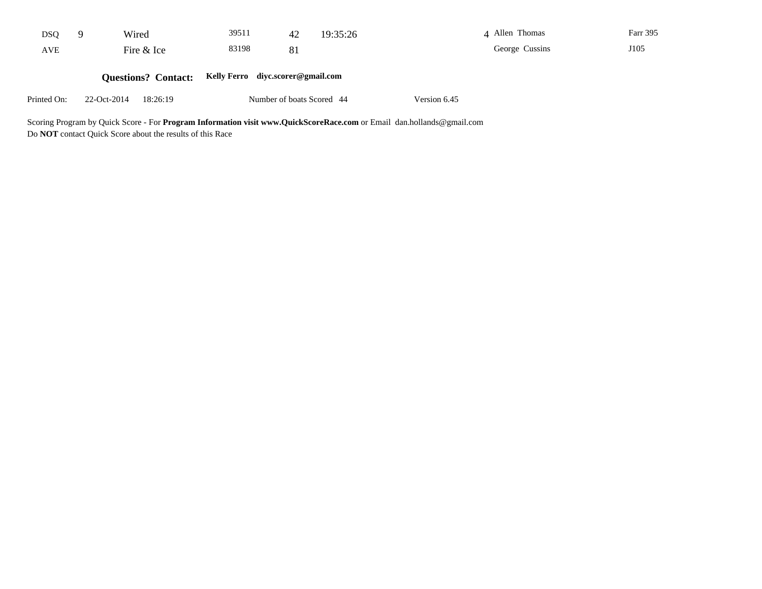| | | | | | | | | |
|---|---|---|---|---|---|---|---|---|
| DSQ | 9 | Wired | 39511 | 42 | 19:35:26 | 4 | Allen Thomas | Farr 395 |
| AVE | | Fire & Ice | 83198 | 81 | | | George Cussins | J105 |

**Questions? Contact:** **Kelly Ferro diyc.scorer@gmail.com**

Printed On: 22-Oct-2014 18:26:19 Number of boats Scored 44 Version 6.45

Scoring Program by Quick Score - For **Program Information visit www.QuickScoreRace.com** or Email dan.hollands@gmail.com
Do **NOT** contact Quick Score about the results of this Race